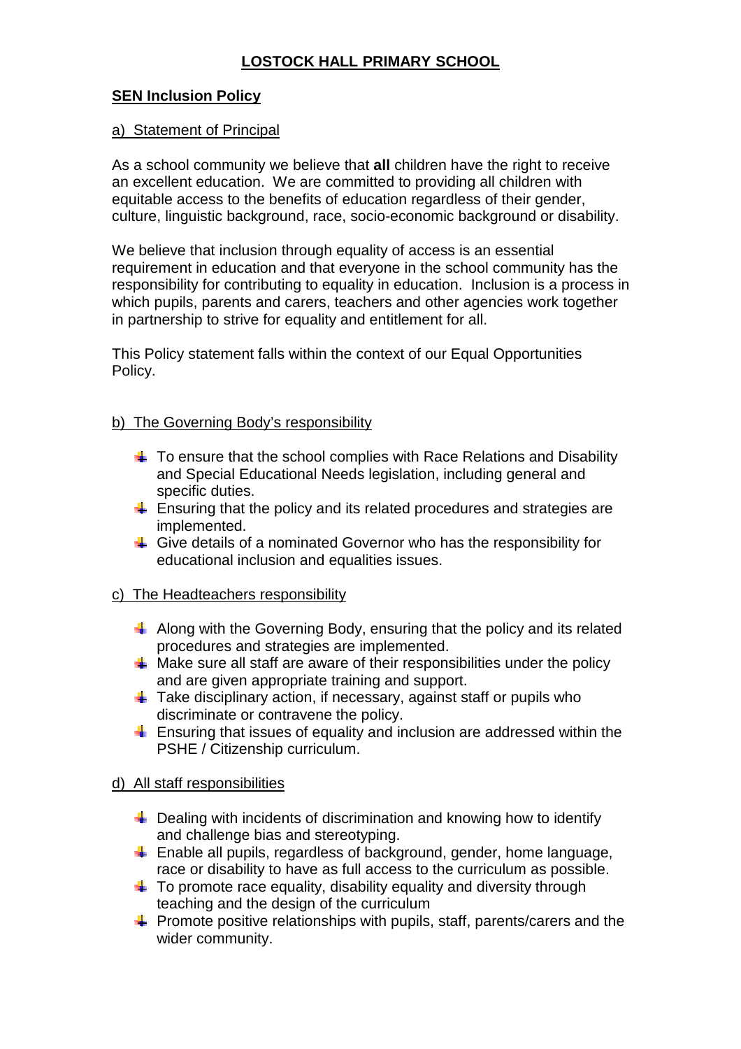# LOSTOCK HALL PRIMARY SCHOOL

## SEN Inclusion Policy

### a) Statement of Principal

As a school community we believe that **all** children have the right to receive an excellent education. We are committed to providing all children with equitable access to the benefits of education regardless of their gender, culture, linguistic background, race, socio-economic background or disability.

We believe that inclusion through equality of access is an essential requirement in education and that everyone in the school community has the responsibility for contributing to equality in education. Inclusion is a process in which pupils, parents and carers, teachers and other agencies work together in partnership to strive for equality and entitlement for all.

This Policy statement falls within the context of our Equal Opportunities Policy.

### b) The Governing Body's responsibility

- To ensure that the school complies with Race Relations and Disability and Special Educational Needs legislation, including general and specific duties.
- Ensuring that the policy and its related procedures and strategies are implemented.
- Give details of a nominated Governor who has the responsibility for educational inclusion and equalities issues.

### c) The Headteachers responsibility

- Along with the Governing Body, ensuring that the policy and its related procedures and strategies are implemented.
- Make sure all staff are aware of their responsibilities under the policy and are given appropriate training and support.
- Take disciplinary action, if necessary, against staff or pupils who discriminate or contravene the policy.
- Ensuring that issues of equality and inclusion are addressed within the PSHE / Citizenship curriculum.

### d) All staff responsibilities

- Dealing with incidents of discrimination and knowing how to identify and challenge bias and stereotyping.
- Enable all pupils, regardless of background, gender, home language, race or disability to have as full access to the curriculum as possible.
- To promote race equality, disability equality and diversity through teaching and the design of the curriculum
- Promote positive relationships with pupils, staff, parents/carers and the wider community.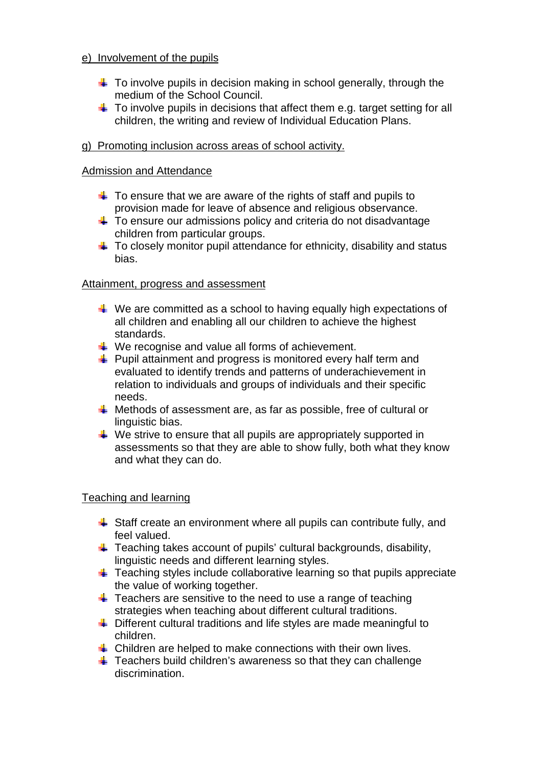e) Involvement of the pupils

- To involve pupils in decision making in school generally, through the medium of the School Council.
- To involve pupils in decisions that affect them e.g. target setting for all children, the writing and review of Individual Education Plans.

g) Promoting inclusion across areas of school activity.

Admission and Attendance

- To ensure that we are aware of the rights of staff and pupils to provision made for leave of absence and religious observance.
- To ensure our admissions policy and criteria do not disadvantage children from particular groups.
- To closely monitor pupil attendance for ethnicity, disability and status bias.

Attainment, progress and assessment

- We are committed as a school to having equally high expectations of all children and enabling all our children to achieve the highest standards.
- We recognise and value all forms of achievement.
- Pupil attainment and progress is monitored every half term and evaluated to identify trends and patterns of underachievement in relation to individuals and groups of individuals and their specific needs.
- Methods of assessment are, as far as possible, free of cultural or linguistic bias.
- We strive to ensure that all pupils are appropriately supported in assessments so that they are able to show fully, both what they know and what they can do.

Teaching and learning

- Staff create an environment where all pupils can contribute fully, and feel valued.
- Teaching takes account of pupils' cultural backgrounds, disability, linguistic needs and different learning styles.
- Teaching styles include collaborative learning so that pupils appreciate the value of working together.
- Teachers are sensitive to the need to use a range of teaching strategies when teaching about different cultural traditions.
- Different cultural traditions and life styles are made meaningful to children.
- Children are helped to make connections with their own lives.
- Teachers build children's awareness so that they can challenge discrimination.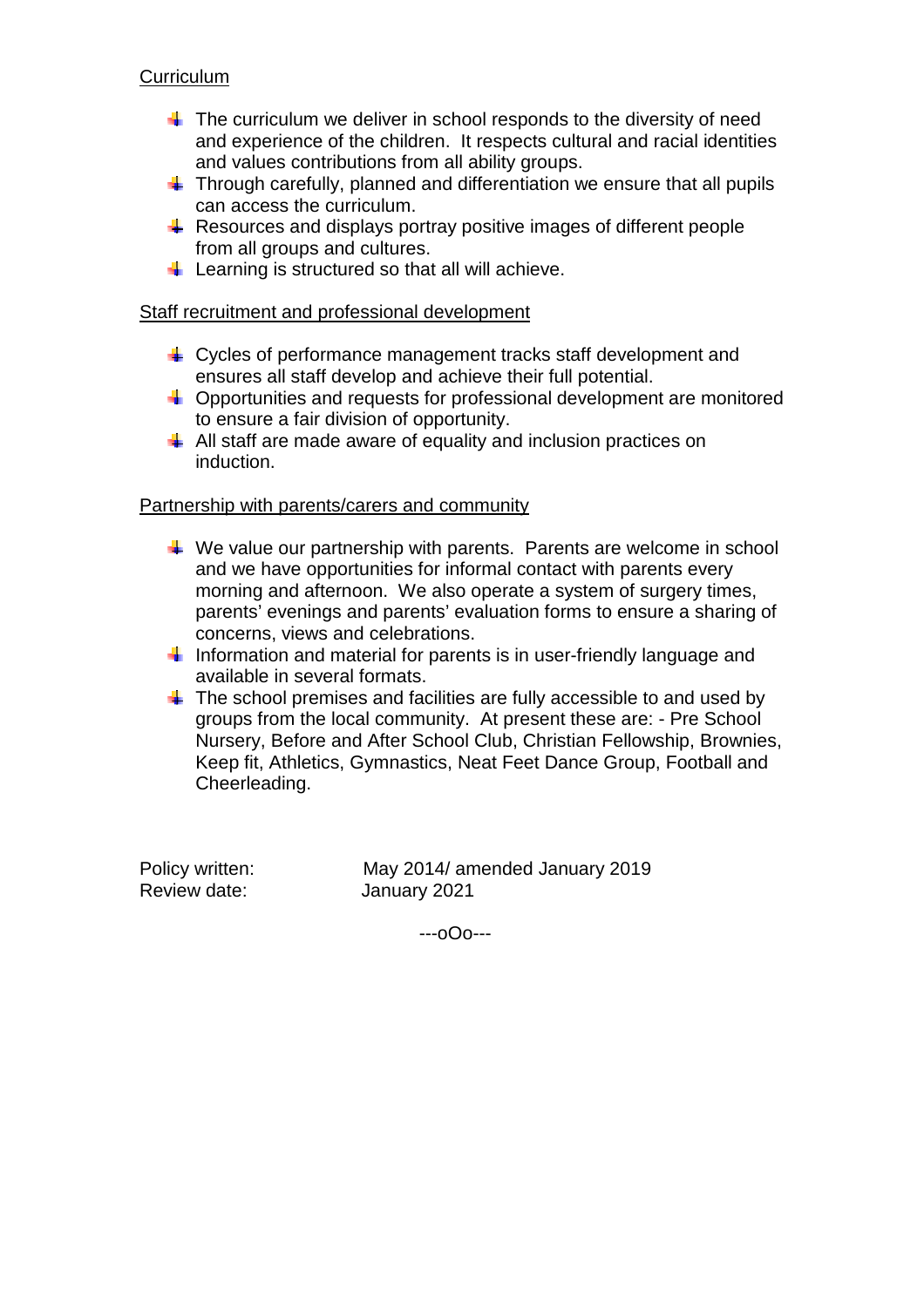Curriculum

- The curriculum we deliver in school responds to the diversity of need and experience of the children. It respects cultural and racial identities and values contributions from all ability groups.
- Through carefully, planned and differentiation we ensure that all pupils can access the curriculum.
- Resources and displays portray positive images of different people from all groups and cultures.
- Learning is structured so that all will achieve.

Staff recruitment and professional development

- Cycles of performance management tracks staff development and ensures all staff develop and achieve their full potential.
- Opportunities and requests for professional development are monitored to ensure a fair division of opportunity.
- All staff are made aware of equality and inclusion practices on induction.

Partnership with parents/carers and community

- We value our partnership with parents. Parents are welcome in school and we have opportunities for informal contact with parents every morning and afternoon. We also operate a system of surgery times, parents' evenings and parents' evaluation forms to ensure a sharing of concerns, views and celebrations.
- Information and material for parents is in user-friendly language and available in several formats.
- The school premises and facilities are fully accessible to and used by groups from the local community. At present these are: - Pre School Nursery, Before and After School Club, Christian Fellowship, Brownies, Keep fit, Athletics, Gymnastics, Neat Feet Dance Group, Football and Cheerleading.

Policy written: May 2014/ amended January 2019
Review date: January 2021

---oOo---